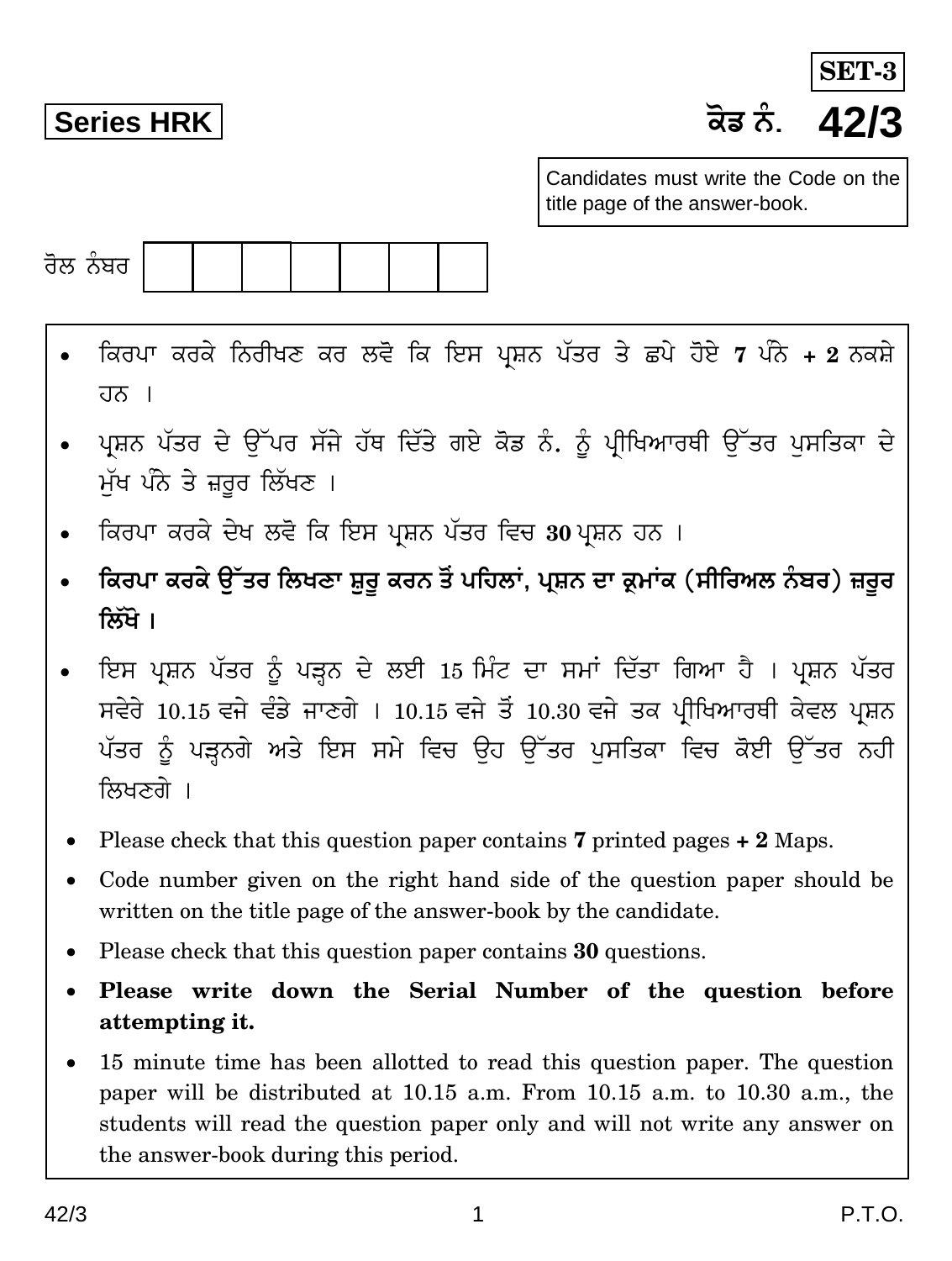**SET-3**

**Series HRK**

ਕੋਡ ਨੰ. **42/3**

Candidates must write the Code on the title page of the answer-book.

ਰੋਲ ਨੰਬਰ | | | | | | | |

- ਕਿਰਪਾ ਕਰਕੇ ਨਿਰੀਖਣ ਕਰ ਲਵੋ ਕਿ ਇਸ ਪ੍ਰਸ਼ਨ ਪੱਤਰ ਤੇ ਛਪੇ ਹੋਏ **7** ਪੰਨੇ **+ 2** ਨਕਸ਼ੇ ਹਨ ।
- ਪ੍ਰਸ਼ਨ ਪੱਤਰ ਦੇ ਉੱਪਰ ਸੱਜੇ ਹੱਥ ਦਿੱਤੇ ਗਏ ਕੋਡ ਨੰ. ਨੂੰ ਪ੍ਰੀਖਿਆਰਥੀ ਉੱਤਰ ਪੁਸਤਿਕਾ ਦੇ ਮੁੱਖ ਪੰਨੇ ਤੇ ਜ਼ਰੂਰ ਲਿੱਖਣ ।
- ਕਿਰਪਾ ਕਰਕੇ ਦੇਖ ਲਵੋ ਕਿ ਇਸ ਪ੍ਰਸ਼ਨ ਪੱਤਰ ਵਿਚ **30** ਪ੍ਰਸ਼ਨ ਹਨ ।
- **ਕਿਰਪਾ ਕਰਕੇ ਉੱਤਰ ਲਿਖਣਾ ਸ਼ੁਰੂ ਕਰਨ ਤੋਂ ਪਹਿਲਾਂ, ਪ੍ਰਸ਼ਨ ਦਾ ਕ੍ਰਮਾਂਕ (ਸੀਰਿਅਲ ਨੰਬਰ) ਜ਼ਰੂਰ ਲਿੱਖੋ ।**
- ਇਸ ਪ੍ਰਸ਼ਨ ਪੱਤਰ ਨੂੰ ਪੜ੍ਹਨ ਦੇ ਲਈ 15 ਮਿੰਟ ਦਾ ਸਮਾਂ ਦਿੱਤਾ ਗਿਆ ਹੈ । ਪ੍ਰਸ਼ਨ ਪੱਤਰ ਸਵੇਰੇ 10.15 ਵਜੇ ਵੰਡੇ ਜਾਣਗੇ । 10.15 ਵਜੇ ਤੋਂ 10.30 ਵਜੇ ਤਕ ਪ੍ਰੀਖਿਆਰਥੀ ਕੇਵਲ ਪ੍ਰਸ਼ਨ ਪੱਤਰ ਨੂੰ ਪੜ੍ਹਨਗੇ ਅਤੇ ਇਸ ਸਮੇ ਵਿਚ ਉਹ ਉੱਤਰ ਪੁਸਤਿਕਾ ਵਿਚ ਕੋਈ ਉੱਤਰ ਨਹੀ ਲਿਖਣਗੇ ।

- Please check that this question paper contains **7** printed pages **+ 2** Maps.
- Code number given on the right hand side of the question paper should be written on the title page of the answer-book by the candidate.
- Please check that this question paper contains **30** questions.
- **Please write down the Serial Number of the question before attempting it.**
- 15 minute time has been allotted to read this question paper. The question paper will be distributed at 10.15 a.m. From 10.15 a.m. to 10.30 a.m., the students will read the question paper only and will not write any answer on the answer-book during this period.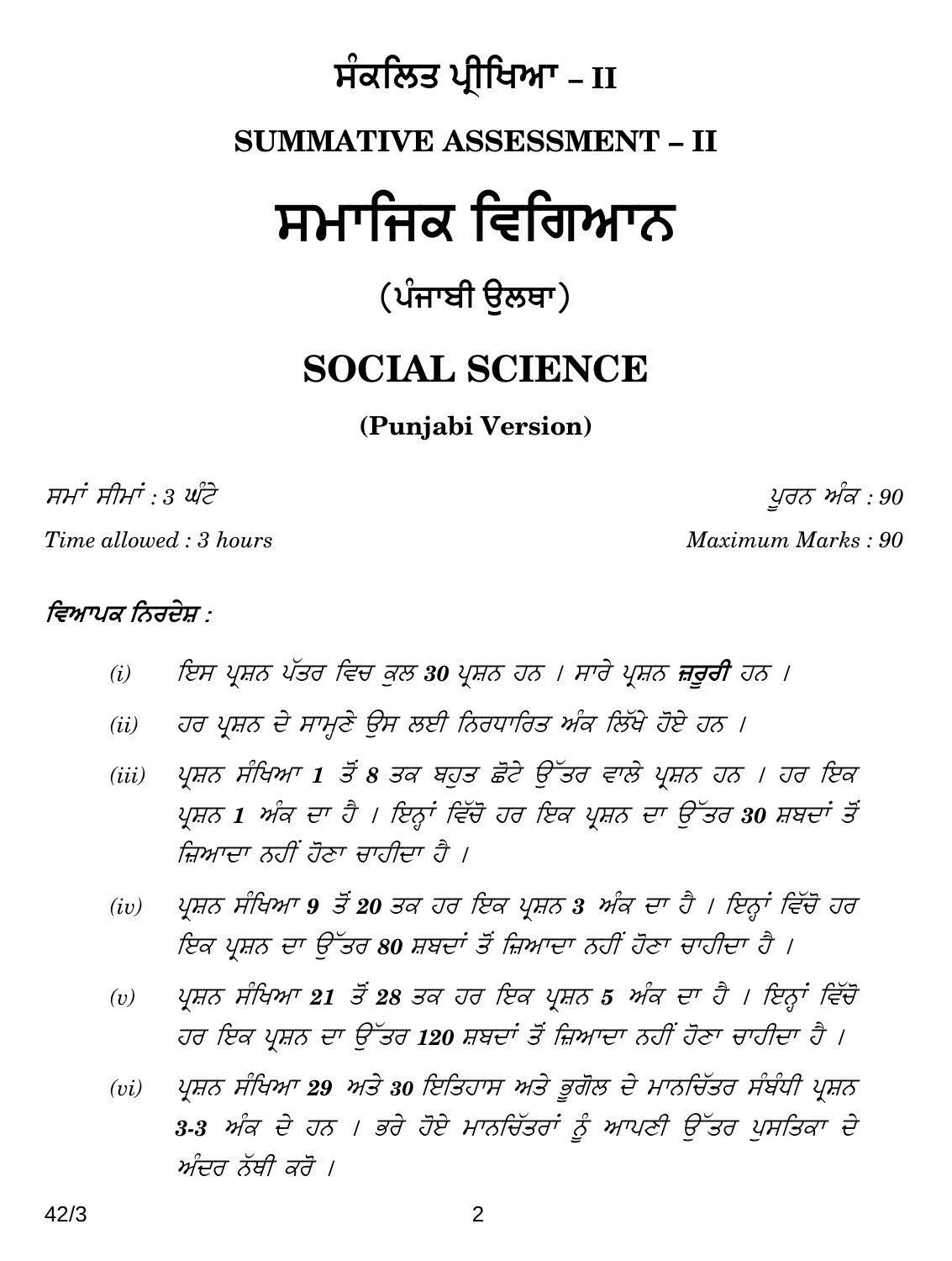# ਸੰਕਲਿਤ ਪ੍ਰੀਖਿਆ – II

## SUMMATIVE ASSESSMENT – II

# ਸਮਾਜਿਕ ਵਿਗਿਆਨ

### (ਪੰਜਾਬੀ ਉਲਥਾ)

# SOCIAL SCIENCE

### (Punjabi Version)

*ਸਮਾਂ ਸੀਮਾਂ : 3 ਘੰਟੇ* | *ਪੂਰਨ ਅੰਕ : 90*

*Time allowed : 3 hours* | *Maximum Marks : 90*

***ਵਿਆਪਕ ਨਿਰਦੇਸ਼ :***

*(i)* *ਇਸ ਪ੍ਰਸ਼ਨ ਪੱਤਰ ਵਿਚ ਕੁਲ **30** ਪ੍ਰਸ਼ਨ ਹਨ । ਸਾਰੇ ਪ੍ਰਸ਼ਨ **ਜ਼ਰੂਰੀ** ਹਨ ।*

*(ii)* *ਹਰ ਪ੍ਰਸ਼ਨ ਦੇ ਸਾਮ੍ਹਣੇ ਉਸ ਲਈ ਨਿਰਧਾਰਿਤ ਅੰਕ ਲਿੱਖੇ ਹੋਏ ਹਨ ।*

*(iii)* *ਪ੍ਰਸ਼ਨ ਸੰਖਿਆ **1** ਤੋਂ **8** ਤਕ ਬਹੁਤ ਛੋਟੇ ਉੱਤਰ ਵਾਲੇ ਪ੍ਰਸ਼ਨ ਹਨ । ਹਰ ਇਕ ਪ੍ਰਸ਼ਨ **1** ਅੰਕ ਦਾ ਹੈ । ਇਨ੍ਹਾਂ ਵਿੱਚੋ ਹਰ ਇਕ ਪ੍ਰਸ਼ਨ ਦਾ ਉੱਤਰ **30** ਸ਼ਬਦਾਂ ਤੋਂ ਜ਼ਿਆਦਾ ਨਹੀਂ ਹੋਣਾ ਚਾਹੀਦਾ ਹੈ ।*

*(iv)* *ਪ੍ਰਸ਼ਨ ਸੰਖਿਆ **9** ਤੋਂ **20** ਤਕ ਹਰ ਇਕ ਪ੍ਰਸ਼ਨ **3** ਅੰਕ ਦਾ ਹੈ । ਇਨ੍ਹਾਂ ਵਿੱਚੋ ਹਰ ਇਕ ਪ੍ਰਸ਼ਨ ਦਾ ਉੱਤਰ **80** ਸ਼ਬਦਾਂ ਤੋਂ ਜ਼ਿਆਦਾ ਨਹੀਂ ਹੋਣਾ ਚਾਹੀਦਾ ਹੈ ।*

*(v)* *ਪ੍ਰਸ਼ਨ ਸੰਖਿਆ **21** ਤੋਂ **28** ਤਕ ਹਰ ਇਕ ਪ੍ਰਸ਼ਨ **5** ਅੰਕ ਦਾ ਹੈ । ਇਨ੍ਹਾਂ ਵਿੱਚੋ ਹਰ ਇਕ ਪ੍ਰਸ਼ਨ ਦਾ ਉੱਤਰ **120** ਸ਼ਬਦਾਂ ਤੋਂ ਜ਼ਿਆਦਾ ਨਹੀਂ ਹੋਣਾ ਚਾਹੀਦਾ ਹੈ ।*

*(vi)* *ਪ੍ਰਸ਼ਨ ਸੰਖਿਆ **29** ਅਤੇ **30** ਇਤਿਹਾਸ ਅਤੇ ਭੂਗੋਲ ਦੇ ਮਾਨਚਿੱਤਰ ਸੰਬੰਧੀ ਪ੍ਰਸ਼ਨ **3-3** ਅੰਕ ਦੇ ਹਨ । ਭਰੇ ਹੋਏ ਮਾਨਚਿੱਤਰਾਂ ਨੂੰ ਆਪਣੀ ਉੱਤਰ ਪੁਸਤਿਕਾ ਦੇ ਅੰਦਰ ਨੱਥੀ ਕਰੋ ।*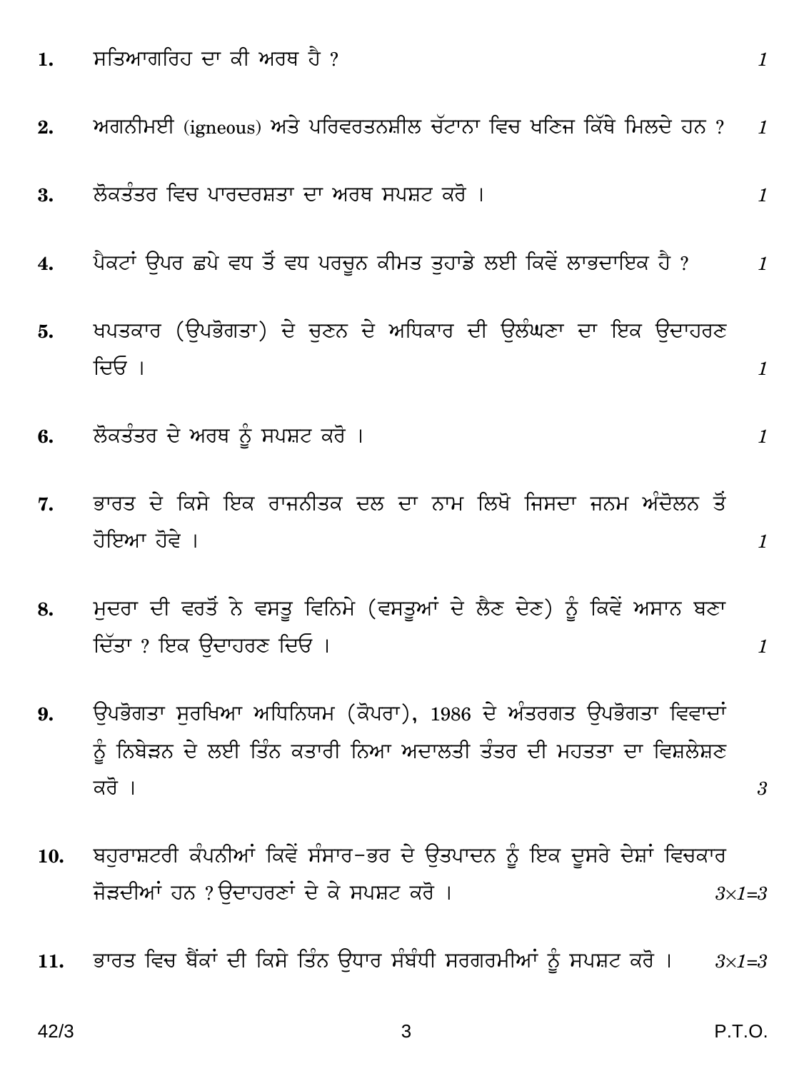1. ਸਤਿਆਗਰਿਹ ਦਾ ਕੀ ਅਰਥ ਹੈ ? *1*

2. ਅਗਨੀਮਈ (igneous) ਅਤੇ ਪਰਿਵਰਤਨਸ਼ੀਲ ਚੱਟਾਨਾ ਵਿਚ ਖਣਿਜ ਕਿੱਥੇ ਮਿਲਦੇ ਹਨ ? *1*

3. ਲੋਕਤੰਤਰ ਵਿਚ ਪਾਰਦਰਸ਼ਤਾ ਦਾ ਅਰਥ ਸਪਸ਼ਟ ਕਰੋ । *1*

4. ਪੈਕਟਾਂ ਉਪਰ ਛਪੇ ਵਧ ਤੋਂ ਵਧ ਪਰਚੂਨ ਕੀਮਤ ਤੁਹਾਡੇ ਲਈ ਕਿਵੇਂ ਲਾਭਦਾਇਕ ਹੈ ? *1*

5. ਖਪਤਕਾਰ (ਉਪਭੋਗਤਾ) ਦੇ ਚੁਣਨ ਦੇ ਅਧਿਕਾਰ ਦੀ ਉਲੰਘਣਾ ਦਾ ਇਕ ਉਦਾਹਰਣ ਦਿਓ । *1*

6. ਲੋਕਤੰਤਰ ਦੇ ਅਰਥ ਨੂੰ ਸਪਸ਼ਟ ਕਰੋ । *1*

7. ਭਾਰਤ ਦੇ ਕਿਸੇ ਇਕ ਰਾਜਨੀਤਕ ਦਲ ਦਾ ਨਾਮ ਲਿਖੋ ਜਿਸਦਾ ਜਨਮ ਅੰਦੋਲਨ ਤੋਂ ਹੋਇਆ ਹੋਵੇ । *1*

8. ਮੁਦਰਾ ਦੀ ਵਰਤੋਂ ਨੇ ਵਸਤੂ ਵਿਨਿਮੇ (ਵਸਤੂਆਂ ਦੇ ਲੈਣ ਦੇਣ) ਨੂੰ ਕਿਵੇਂ ਅਸਾਨ ਬਣਾ ਦਿੱਤਾ ? ਇਕ ਉਦਾਹਰਣ ਦਿਓ । *1*

9. ਉਪਭੋਗਤਾ ਸੁਰਖਿਆ ਅਧਿਨਿਯਮ (ਕੋਪਰਾ), 1986 ਦੇ ਅੰਤਰਗਤ ਉਪਭੋਗਤਾ ਵਿਵਾਦਾਂ ਨੂੰ ਨਿਬੇੜਨ ਦੇ ਲਈ ਤਿੰਨ ਕਤਾਰੀ ਨਿਆ ਅਦਾਲਤੀ ਤੰਤਰ ਦੀ ਮਹਤਤਾ ਦਾ ਵਿਸ਼ਲੇਸ਼ਣ ਕਰੋ । *3*

10. ਬਹੁਰਾਸ਼ਟਰੀ ਕੰਪਨੀਆਂ ਕਿਵੇਂ ਸੰਸਾਰ-ਭਰ ਦੇ ਉਤਪਾਦਨ ਨੂੰ ਇਕ ਦੂਸਰੇ ਦੇਸ਼ਾਂ ਵਿਚਕਾਰ ਜੋੜਦੀਆਂ ਹਨ ? ਉਦਾਹਰਣਾਂ ਦੇ ਕੇ ਸਪਸ਼ਟ ਕਰੋ । *3×1=3*

11. ਭਾਰਤ ਵਿਚ ਬੈਂਕਾਂ ਦੀ ਕਿਸੇ ਤਿੰਨ ਉਧਾਰ ਸੰਬੰਧੀ ਸਰਗਰਮੀਆਂ ਨੂੰ ਸਪਸ਼ਟ ਕਰੋ । *3×1=3*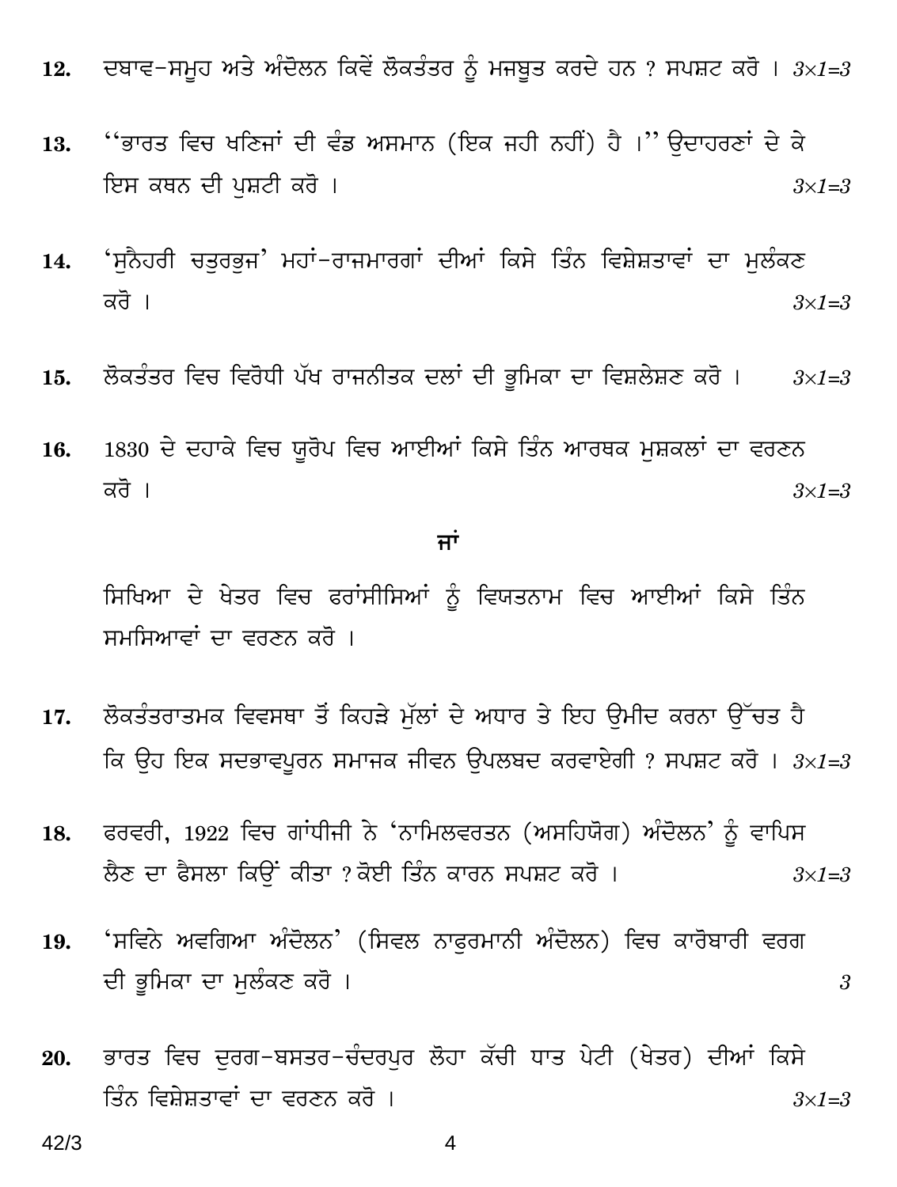12. ਦਬਾਵ-ਸਮੂਹ ਅਤੇ ਅੰਦੋਲਨ ਕਿਵੇਂ ਲੋਕਤੰਤਰ ਨੂੰ ਮਜਬੂਤ ਕਰਦੇ ਹਨ ? ਸਪਸ਼ਟ ਕਰੋ । $3 \times 1 = 3$

13. ''ਭਾਰਤ ਵਿਚ ਖਣਿਜਾਂ ਦੀ ਵੰਡ ਅਸਮਾਨ (ਇਕ ਜਹੀ ਨਹੀਂ) ਹੈ ।'' ਉਦਾਹਰਣਾਂ ਦੇ ਕੇ ਇਸ ਕਥਨ ਦੀ ਪੁਸ਼ਟੀ ਕਰੋ । $3 \times 1 = 3$

14. 'ਸੁਨੈਹਰੀ ਚਤੁਰਭੁਜ' ਮਹਾਂ-ਰਾਜਮਾਰਗਾਂ ਦੀਆਂ ਕਿਸੇ ਤਿੰਨ ਵਿਸ਼ੇਸ਼ਤਾਵਾਂ ਦਾ ਮੁਲੰਕਣ ਕਰੋ । $3 \times 1 = 3$

15. ਲੋਕਤੰਤਰ ਵਿਚ ਵਿਰੋਧੀ ਪੱਖ ਰਾਜਨੀਤਕ ਦਲਾਂ ਦੀ ਭੂਮਿਕਾ ਦਾ ਵਿਸ਼ਲੇਸ਼ਣ ਕਰੋ । $3 \times 1 = 3$

16. 1830 ਦੇ ਦਹਾਕੇ ਵਿਚ ਯੂਰੋਪ ਵਿਚ ਆਈਆਂ ਕਿਸੇ ਤਿੰਨ ਆਰਥਕ ਮੁਸ਼ਕਲਾਂ ਦਾ ਵਰਣਨ ਕਰੋ । $3 \times 1 = 3$

**ਜਾਂ**

ਸਿਖਿਆ ਦੇ ਖੇਤਰ ਵਿਚ ਫਰਾਂਸੀਸਿਆਂ ਨੂੰ ਵਿਯਤਨਾਮ ਵਿਚ ਆਈਆਂ ਕਿਸੇ ਤਿੰਨ ਸਮਸਿਆਵਾਂ ਦਾ ਵਰਣਨ ਕਰੋ ।

17. ਲੋਕਤੰਤਰਾਤਮਕ ਵਿਵਸਥਾ ਤੋਂ ਕਿਹੜੇ ਮੁੱਲਾਂ ਦੇ ਅਧਾਰ ਤੇ ਇਹ ਉਮੀਦ ਕਰਨਾ ਉੱਚਤ ਹੈ ਕਿ ਉਹ ਇਕ ਸਦਭਾਵਪੂਰਨ ਸਮਾਜਕ ਜੀਵਨ ਉਪਲਬਦ ਕਰਵਾਏਗੀ ? ਸਪਸ਼ਟ ਕਰੋ । $3 \times 1 = 3$

18. ਫਰਵਰੀ, 1922 ਵਿਚ ਗਾਂਧੀਜੀ ਨੇ 'ਨਾਮਿਲਵਰਤਨ (ਅਸਹਿਯੋਗ) ਅੰਦੋਲਨ' ਨੂੰ ਵਾਪਿਸ ਲੈਣ ਦਾ ਫੈਸਲਾ ਕਿਉਂ ਕੀਤਾ ? ਕੋਈ ਤਿੰਨ ਕਾਰਨ ਸਪਸ਼ਟ ਕਰੋ । $3 \times 1 = 3$

19. 'ਸਵਿਨੇ ਅਵਗਿਆ ਅੰਦੋਲਨ' (ਸਿਵਲ ਨਾਫੁਰਮਾਨੀ ਅੰਦੋਲਨ) ਵਿਚ ਕਾਰੋਬਾਰੀ ਵਰਗ ਦੀ ਭੂਮਿਕਾ ਦਾ ਮੁਲੰਕਣ ਕਰੋ । 3

20. ਭਾਰਤ ਵਿਚ ਦੁਰਗ-ਬਸਤਰ-ਚੰਦਰਪੁਰ ਲੋਹਾ ਕੱਚੀ ਧਾਤ ਪੇਟੀ (ਖੇਤਰ) ਦੀਆਂ ਕਿਸੇ ਤਿੰਨ ਵਿਸ਼ੇਸ਼ਤਾਵਾਂ ਦਾ ਵਰਣਨ ਕਰੋ । $3 \times 1 = 3$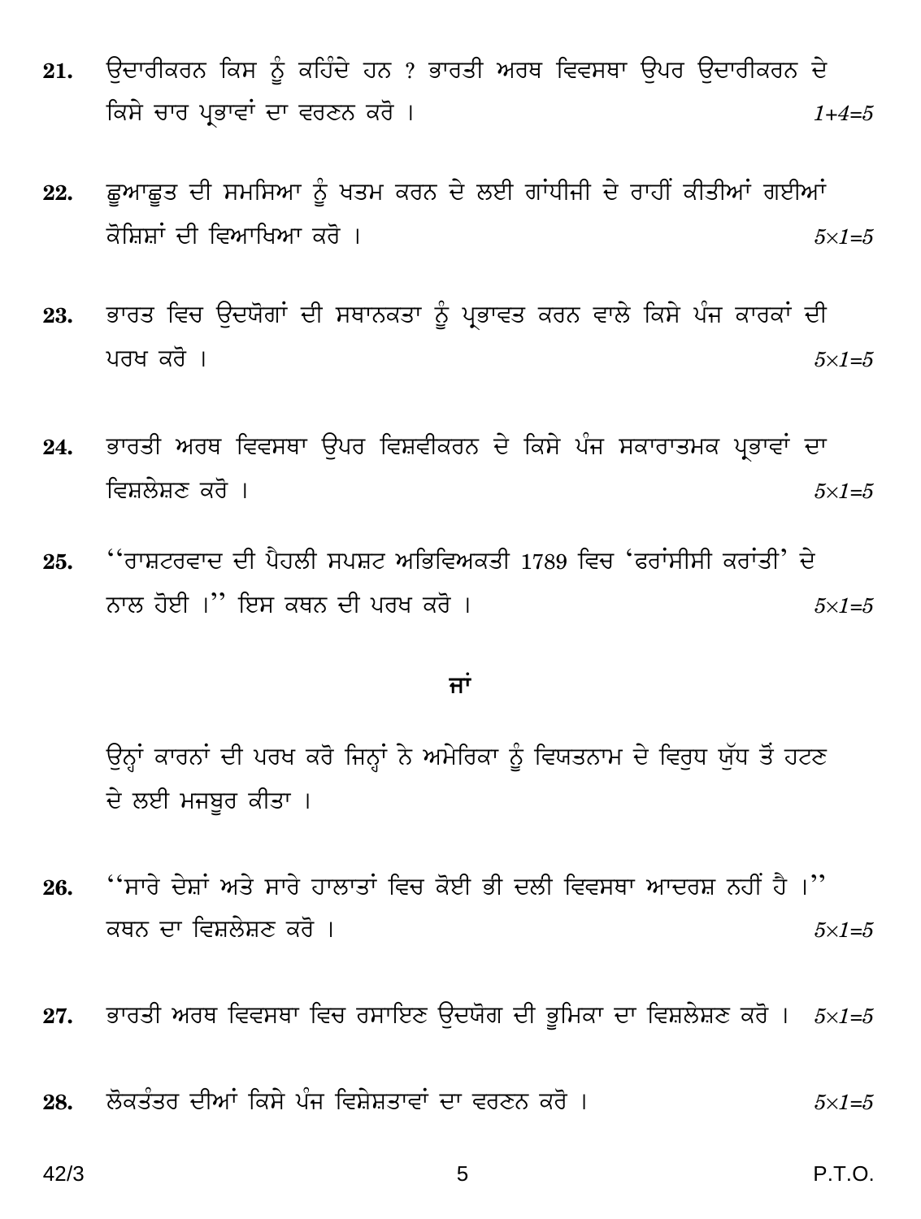21. ਉਦਾਰੀਕਰਨ ਕਿਸ ਨੂੰ ਕਹਿੰਦੇ ਹਨ ? ਭਾਰਤੀ ਅਰਥ ਵਿਵਸਥਾ ਉਪਰ ਉਦਾਰੀਕਰਨ ਦੇ ਕਿਸੇ ਚਾਰ ਪ੍ਰਭਾਵਾਂ ਦਾ ਵਰਣਨ ਕਰੋ । *1+4=5*

22. ਛੂਆਛੂਤ ਦੀ ਸਮਸਿਆ ਨੂੰ ਖਤਮ ਕਰਨ ਦੇ ਲਈ ਗਾਂਧੀਜੀ ਦੇ ਰਾਹੀਂ ਕੀਤੀਆਂ ਗਈਆਂ ਕੋਸ਼ਿਸ਼ਾਂ ਦੀ ਵਿਆਖਿਆ ਕਰੋ । *5×1=5*

23. ਭਾਰਤ ਵਿਚ ਉਦਯੋਗਾਂ ਦੀ ਸਥਾਨਕਤਾ ਨੂੰ ਪ੍ਰਭਾਵਤ ਕਰਨ ਵਾਲੇ ਕਿਸੇ ਪੰਜ ਕਾਰਕਾਂ ਦੀ ਪਰਖ ਕਰੋ । *5×1=5*

24. ਭਾਰਤੀ ਅਰਥ ਵਿਵਸਥਾ ਉਪਰ ਵਿਸ਼ਵੀਕਰਨ ਦੇ ਕਿਸੇ ਪੰਜ ਸਕਾਰਾਤਮਕ ਪ੍ਰਭਾਵਾਂ ਦਾ ਵਿਸ਼ਲੇਸ਼ਣ ਕਰੋ । *5×1=5*

25. ''ਰਾਸ਼ਟਰਵਾਦ ਦੀ ਪੈਹਲੀ ਸਪਸ਼ਟ ਅਭਿਵਿਅਕਤੀ 1789 ਵਿਚ 'ਫਰਾਂਸੀਸੀ ਕਰਾਂਤੀ' ਦੇ ਨਾਲ ਹੋਈ ।'' ਇਸ ਕਥਨ ਦੀ ਪਰਖ ਕਰੋ । *5×1=5*

**ਜਾਂ**

ਉਨ੍ਹਾਂ ਕਾਰਨਾਂ ਦੀ ਪਰਖ ਕਰੋ ਜਿਨ੍ਹਾਂ ਨੇ ਅਮੇਰਿਕਾ ਨੂੰ ਵਿਯਤਨਾਮ ਦੇ ਵਿਰੁਧ ਯੁੱਧ ਤੋਂ ਹਟਣ ਦੇ ਲਈ ਮਜਬੂਰ ਕੀਤਾ ।

26. ''ਸਾਰੇ ਦੇਸ਼ਾਂ ਅਤੇ ਸਾਰੇ ਹਾਲਾਤਾਂ ਵਿਚ ਕੋਈ ਭੀ ਦਲੀ ਵਿਵਸਥਾ ਆਦਰਸ਼ ਨਹੀਂ ਹੈ ।'' ਕਥਨ ਦਾ ਵਿਸ਼ਲੇਸ਼ਣ ਕਰੋ । *5×1=5*

27. ਭਾਰਤੀ ਅਰਥ ਵਿਵਸਥਾ ਵਿਚ ਰਸਾਇਣ ਉਦਯੋਗ ਦੀ ਭੂਮਿਕਾ ਦਾ ਵਿਸ਼ਲੇਸ਼ਣ ਕਰੋ । *5×1=5*

28. ਲੋਕਤੰਤਰ ਦੀਆਂ ਕਿਸੇ ਪੰਜ ਵਿਸ਼ੇਸ਼ਤਾਵਾਂ ਦਾ ਵਰਣਨ ਕਰੋ । *5×1=5*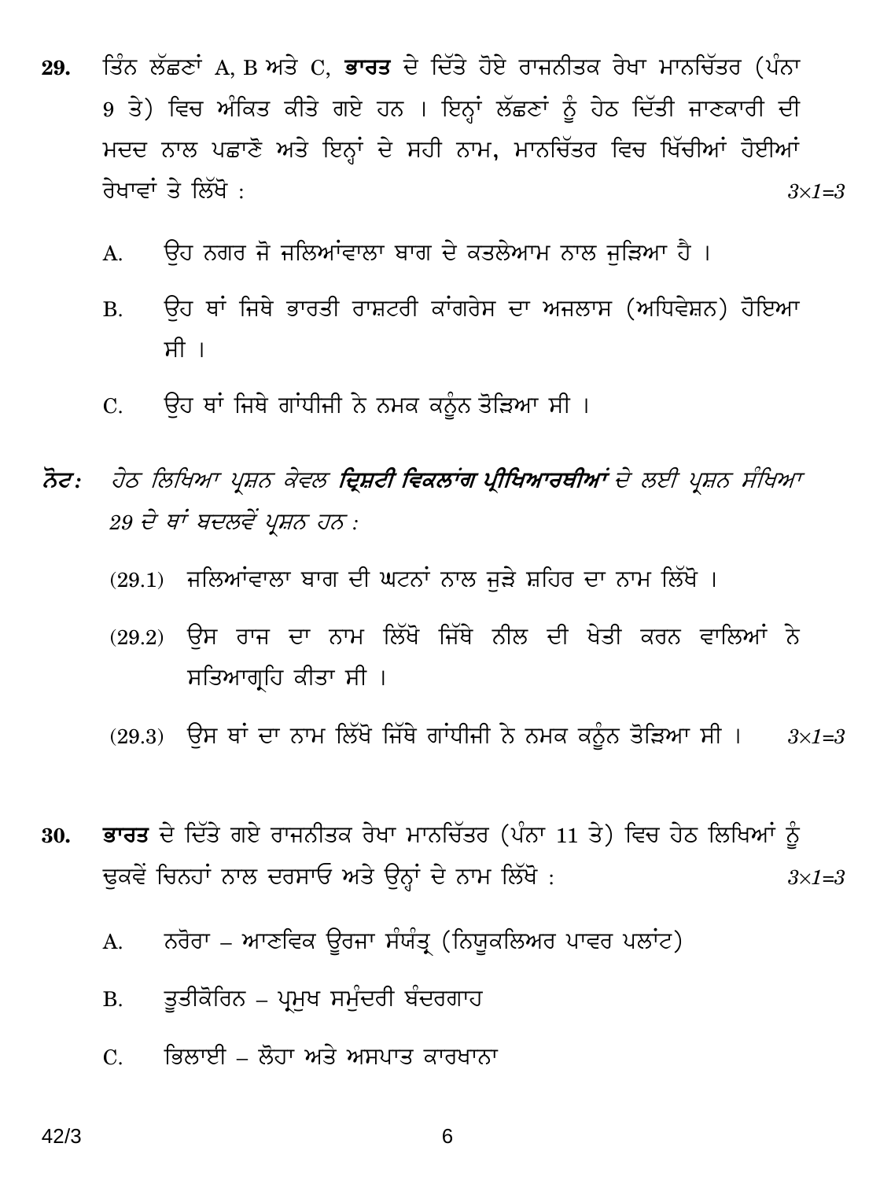**29.** ਤਿੰਨ ਲੱਛਣਾਂ A, B ਅਤੇ C, **ਭਾਰਤ** ਦੇ ਦਿੱਤੇ ਹੋਏ ਰਾਜਨੀਤਕ ਰੇਖਾ ਮਾਨਚਿੱਤਰ (ਪੰਨਾ 9 ਤੇ) ਵਿਚ ਅੰਕਿਤ ਕੀਤੇ ਗਏ ਹਨ । ਇਨ੍ਹਾਂ ਲੱਛਣਾਂ ਨੂੰ ਹੇਠ ਦਿੱਤੀ ਜਾਣਕਾਰੀ ਦੀ ਮਦਦ ਨਾਲ ਪਛਾਣੋ ਅਤੇ ਇਨ੍ਹਾਂ ਦੇ ਸਹੀ ਨਾਮ, ਮਾਨਚਿੱਤਰ ਵਿਚ ਖਿੱਚੀਆਂ ਹੋਈਆਂ ਰੇਖਾਵਾਂ ਤੇ ਲਿਖੋ : *3×1=3*

A. ਉਹ ਨਗਰ ਜੋ ਜਲਿਆਂਵਾਲਾ ਬਾਗ ਦੇ ਕਤਲੇਆਮ ਨਾਲ ਜੁੜਿਆ ਹੈ ।

B. ਉਹ ਥਾਂ ਜਿਥੇ ਭਾਰਤੀ ਰਾਸ਼ਟਰੀ ਕਾਂਗਰੇਸ ਦਾ ਅਜਲਾਸ (ਅਧਿਵੇਸ਼ਨ) ਹੋਇਆ ਸੀ ।

C. ਉਹ ਥਾਂ ਜਿਥੇ ਗਾਂਧੀਜੀ ਨੇ ਨਮਕ ਕਨੂੰਨ ਤੋੜਿਆ ਸੀ ।

***ਨੋਟ:*** *ਹੇਠ ਲਿਖਿਆ ਪ੍ਰਸ਼ਨ ਕੇਵਲ **ਦ੍ਰਿਸ਼ਟੀ ਵਿਕਲਾਂਗ ਪ੍ਰੀਖਿਆਰਥੀਆਂ** ਦੇ ਲਈ ਪ੍ਰਸ਼ਨ ਸੰਖਿਆ 29 ਦੇ ਥਾਂ ਬਦਲਵੇਂ ਪ੍ਰਸ਼ਨ ਹਨ :*

(29.1) ਜਲਿਆਂਵਾਲਾ ਬਾਗ ਦੀ ਘਟਨਾਂ ਨਾਲ ਜੁੜੇ ਸ਼ਹਿਰ ਦਾ ਨਾਮ ਲਿੱਖੋ ।

(29.2) ਉਸ ਰਾਜ ਦਾ ਨਾਮ ਲਿੱਖੋ ਜਿੱਥੇ ਨੀਲ ਦੀ ਖੇਤੀ ਕਰਨ ਵਾਲਿਆਂ ਨੇ ਸਤਿਆਗ੍ਰਹਿ ਕੀਤਾ ਸੀ ।

(29.3) ਉਸ ਥਾਂ ਦਾ ਨਾਮ ਲਿੱਖੋ ਜਿੱਥੇ ਗਾਂਧੀਜੀ ਨੇ ਨਮਕ ਕਨੂੰਨ ਤੋੜਿਆ ਸੀ । *3×1=3*

**30.** **ਭਾਰਤ** ਦੇ ਦਿੱਤੇ ਗਏ ਰਾਜਨੀਤਕ ਰੇਖਾ ਮਾਨਚਿੱਤਰ (ਪੰਨਾ 11 ਤੇ) ਵਿਚ ਹੇਠ ਲਿਖਿਆਂ ਨੂੰ ਢੁਕਵੇਂ ਚਿਨਹਾਂ ਨਾਲ ਦਰਸਾਓ ਅਤੇ ਉਨ੍ਹਾਂ ਦੇ ਨਾਮ ਲਿਖੋ : *3×1=3*

A. ਨਰੋਰਾ – ਆਣਵਿਕ ਊਰਜਾ ਸੰਯੰਤ੍ਰ (ਨਿਯੂਕਲਿਅਰ ਪਾਵਰ ਪਲਾਂਟ)

B. ਤੂਤੀਕੋਰਿਨ – ਪ੍ਰਮੁਖ ਸਮੁੰਦਰੀ ਬੰਦਰਗਾਹ

C. ਭਿਲਾਈ – ਲੋਹਾ ਅਤੇ ਅਸਪਾਤ ਕਾਰਖਾਨਾ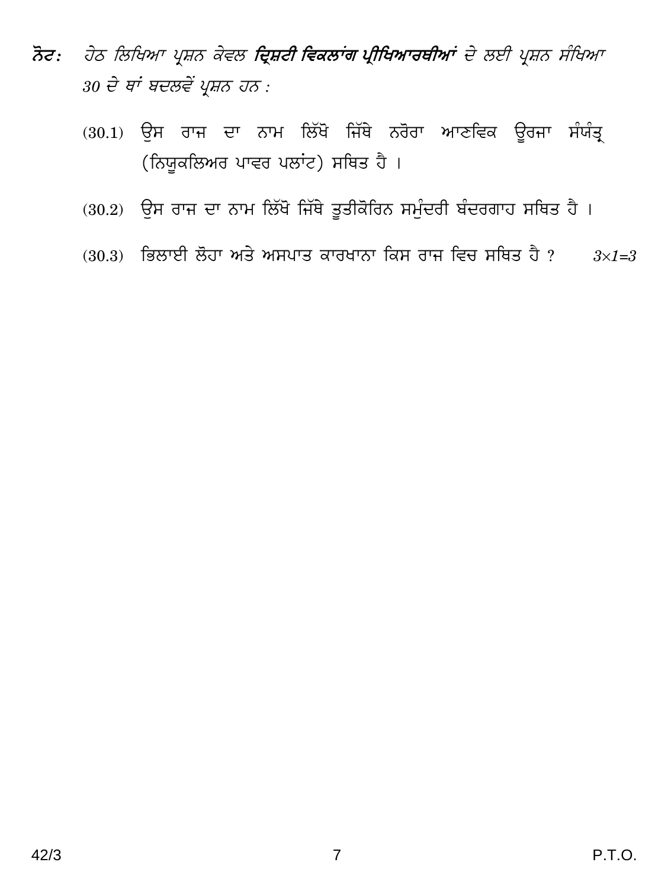**ਨੋਟ:** *ਹੇਠ ਲਿਖਿਆ ਪ੍ਰਸ਼ਨ ਕੇਵਲ* ***ਦ੍ਰਿਸ਼ਟੀ ਵਿਕਲਾਂਗ ਪ੍ਰੀਖਿਆਰਥੀਆਂ*** *ਦੇ ਲਈ ਪ੍ਰਸ਼ਨ ਸੰਖਿਆ 30 ਦੇ ਥਾਂ ਬਦਲਵੇਂ ਪ੍ਰਸ਼ਨ ਹਨ :*

(30.1) ਉਸ ਰਾਜ ਦਾ ਨਾਮ ਲਿੱਖੋ ਜਿੱਥੇ ਨਰੋਰਾ ਆਣਵਿਕ ਊਰਜਾ ਸੰਯੰਤ੍ਰ (ਨਿਯੂਕਲਿਅਰ ਪਾਵਰ ਪਲਾਂਟ) ਸਥਿਤ ਹੈ ।

(30.2) ਉਸ ਰਾਜ ਦਾ ਨਾਮ ਲਿੱਖੋ ਜਿੱਥੇ ਤੂਤੀਕੋਰਿਨ ਸਮੁੰਦਰੀ ਬੰਦਰਗਾਹ ਸਥਿਤ ਹੈ ।

(30.3) ਭਿਲਾਈ ਲੋਹਾ ਅਤੇ ਅਸਪਾਤ ਕਾਰਖਾਨਾ ਕਿਸ ਰਾਜ ਵਿਚ ਸਥਿਤ ਹੈ ? *$3 \times 1 = 3$*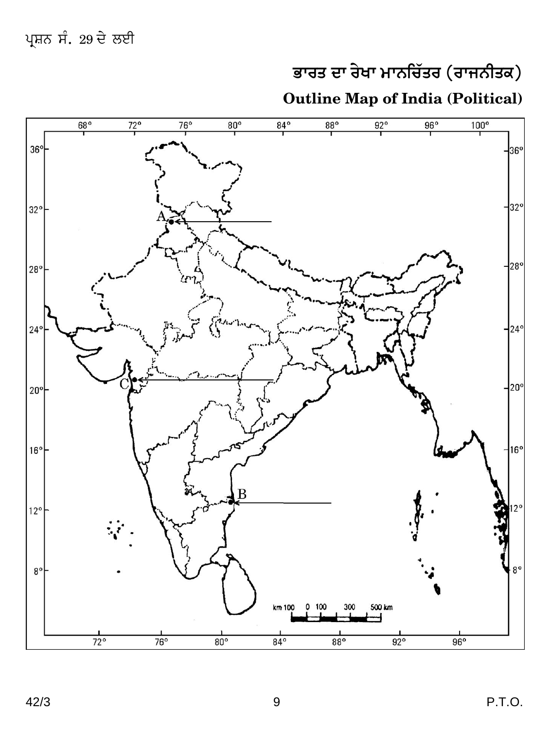ਪ੍ਰਸ਼ਨ ਸੰ. 29 ਦੇ ਲਈ

## ਭਾਰਤ ਦਾ ਰੇਖਾ ਮਾਨਚਿੱਤਰ (ਰਾਜਨੀਤਕ)

## Outline Map of India (Political)

68° 72° 76° 80° 84° 88° 92° 96° 100°

36° 32° 28° 24° 20° 16° 12° 8°

A

B

C

km 100 0 100 300 500 km

72° 76° 80° 84° 88° 92° 96°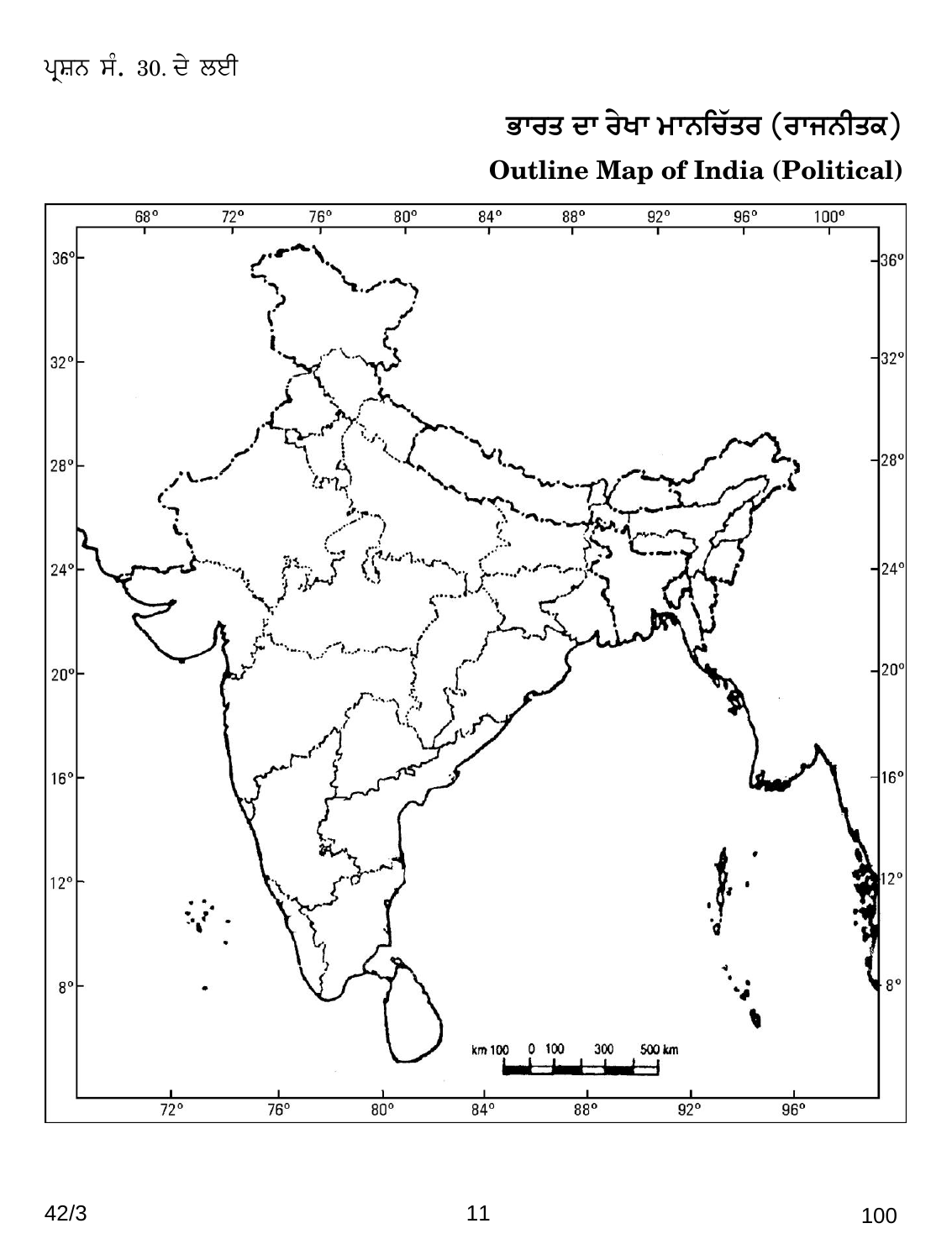ਪ੍ਰਸ਼ਨ ਸੰ. 30. ਦੇ ਲਈ

## ਭਾਰਤ ਦਾ ਰੇਖਾ ਮਾਨਚਿੱਤਰ (ਰਾਜਨੀਤਕ)

## Outline Map of India (Political)

68° 72° 76° 80° 84° 88° 92° 96° 100°

36° 32° 28° 24° 20° 16° 12° 8°

km 100 0 100 300 500 km

72° 76° 80° 84° 88° 92° 96°

42/3